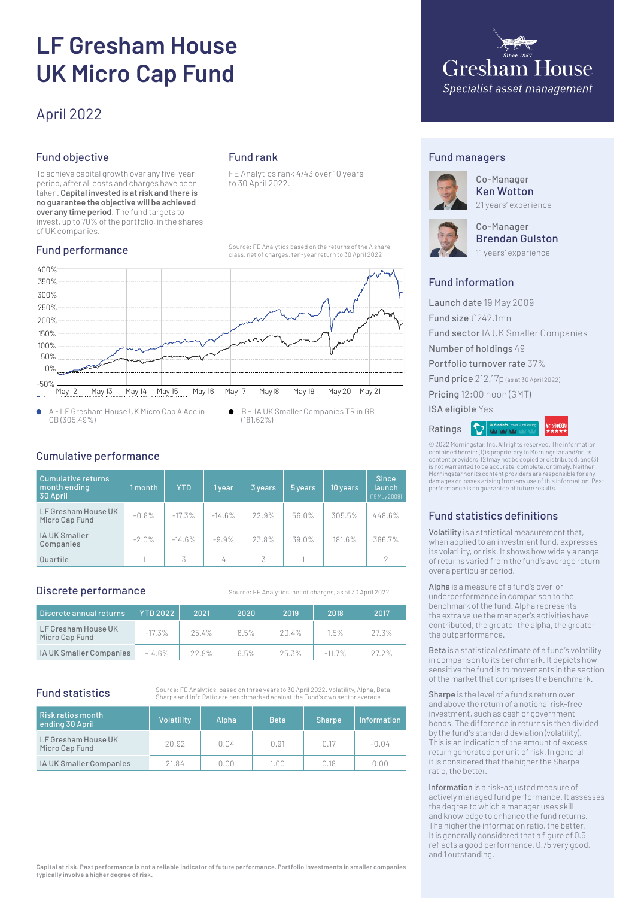# LF Gresham House UK Micro Cap Fund

## April 2022

Gresham House
Since 1857
Specialist asset management

## Fund objective

To achieve capital growth over any five-year period, after all costs and charges have been taken. **Capital invested is at risk and there is no guarantee the objective will be achieved over any time period**. The fund targets to invest, up to 70% of the portfolio, in the shares of UK companies.

## Fund rank

FE Analytics rank 4/43 over 10 years to 30 April 2022.

## Fund performance

Source: FE Analytics based on the returns of the A share class, net of charges, ten-year return to 30 April 2022

- A - LF Gresham House UK Micro Cap A Acc in GB (305.49%)
- B - IA UK Smaller Companies TR in GB (181.62%)

## Cumulative performance

| Cumulative returns month ending 30 April | 1 month | YTD | 1 year | 3 years | 5 years | 10 years | Since launch (19 May 2009) |
|---|---|---|---|---|---|---|---|
| LF Gresham House UK Micro Cap Fund | -0.8% | -17.3% | -14.6% | 22.9% | 56.0% | 305.5% | 448.6% |
| IA UK Smaller Companies | -2.0% | -14.6% | -9.9% | 23.8% | 39.0% | 181.6% | 386.7% |
| Quartile | 1 | 3 | 4 | 3 | 1 | 1 | 2 |

## Discrete performance

Source: FE Analytics, net of charges, as at 30 April 2022

| Discrete annual returns | YTD 2022 | 2021 | 2020 | 2019 | 2018 | 2017 |
|---|---|---|---|---|---|---|
| LF Gresham House UK Micro Cap Fund | -17.3% | 25.4% | 6.5% | 20.4% | 1.5% | 27.3% |
| IA UK Smaller Companies | -14.6% | 22.9% | 6.5% | 25.3% | -11.7% | 27.2% |

## Fund statistics

Source: FE Analytics, based on three years to 30 April 2022. Volatility, Alpha, Beta, Sharpe and Info Ratio are benchmarked against the Fund's own sector average

| Risk ratios month ending 30 April | Volatility | Alpha | Beta | Sharpe | Information |
|---|---|---|---|---|---|
| LF Gresham House UK Micro Cap Fund | 20.92 | 0.04 | 0.91 | 0.17 | -0.04 |
| IA UK Smaller Companies | 21.84 | 0.00 | 1.00 | 0.18 | 0.00 |

**Capital at risk. Past performance is not a reliable indicator of future performance. Portfolio investments in smaller companies typically involve a higher degree of risk.**

## Fund managers

Co-Manager
**Ken Wotton**
21 years' experience

Co-Manager
**Brendan Gulston**
11 years' experience

## Fund information

**Launch date** 19 May 2009
**Fund size** £242.1mn
**Fund sector** IA UK Smaller Companies
**Number of holdings** 49
**Portfolio turnover rate** 37%
**Fund price** 212.17p (as at 30 April 2022)
**Pricing** 12:00 noon (GMT)
**ISA eligible** Yes

**Ratings**

© 2022 Morningstar, Inc. All rights reserved. The information contained herein: (1) is proprietary to Morningstar and/or its content providers; (2) may not be copied or distributed; and (3) is not warranted to be accurate, complete, or timely. Neither Morningstar nor its content providers are responsible for any damages or losses arising from any use of this information. Past performance is no guarantee of future results.

## Fund statistics definitions

**Volatility** is a statistical measurement that, when applied to an investment fund, expresses its volatility, or risk. It shows how widely a range of returns varied from the fund's average return over a particular period.

**Alpha** is a measure of a fund's over-or-underperformance in comparison to the benchmark of the fund. Alpha represents the extra value the manager's activities have contributed, the greater the alpha, the greater the outperformance.

**Beta** is a statistical estimate of a fund's volatility in comparison to its benchmark. It depicts how sensitive the fund is to movements in the section of the market that comprises the benchmark.

**Sharpe** is the level of a fund's return over and above the return of a notional risk-free investment, such as cash or government bonds. The difference in returns is then divided by the fund's standard deviation (volatility). This is an indication of the amount of excess return generated per unit of risk. In general it is considered that the higher the Sharpe ratio, the better.

**Information** is a risk-adjusted measure of actively managed fund performance. It assesses the degree to which a manager uses skill and knowledge to enhance the fund returns. The higher the information ratio, the better. It is generally considered that a figure of 0.5 reflects a good performance, 0.75 very good, and 1 outstanding.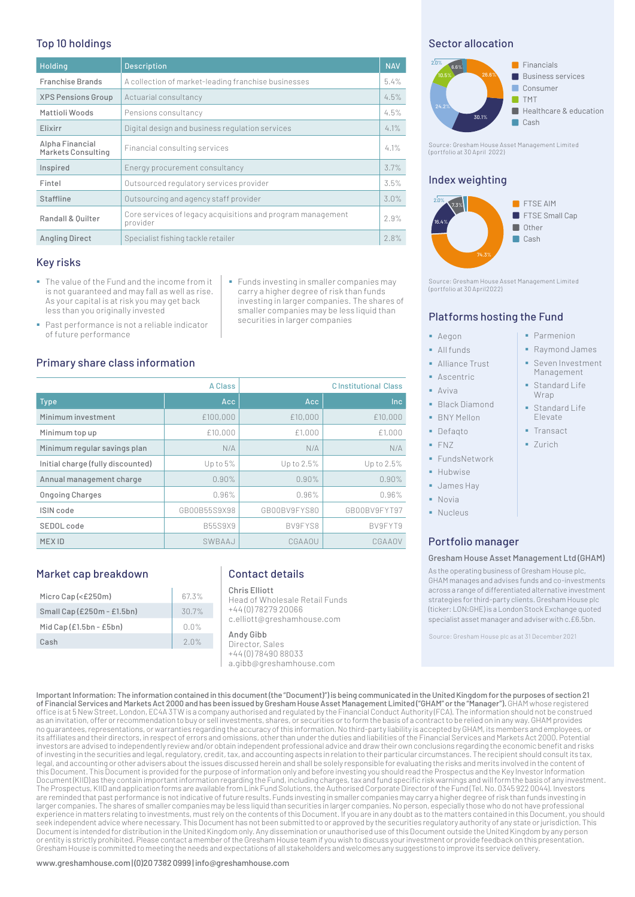## Top 10 holdings

| Holding | Description | NAV |
|---|---|---|
| Franchise Brands | A collection of market-leading franchise businesses | 5.4% |
| XPS Pensions Group | Actuarial consultancy | 4.5% |
| Mattioli Woods | Pensions consultancy | 4.5% |
| Elixirr | Digital design and business regulation services | 4.1% |
| Alpha Financial Markets Consulting | Financial consulting services | 4.1% |
| Inspired | Energy procurement consultancy | 3.7% |
| Fintel | Outsourced regulatory services provider | 3.5% |
| Staffline | Outsourcing and agency staff provider | 3.0% |
| Randall & Quilter | Core services of legacy acquisitions and program management provider | 2.9% |
| Angling Direct | Specialist fishing tackle retailer | 2.8% |

## Key risks

- The value of the Fund and the income from it is not guaranteed and may fall as well as rise. As your capital is at risk you may get back less than you originally invested
- Past performance is not a reliable indicator of future performance
- Funds investing in smaller companies may carry a higher degree of risk than funds investing in larger companies. The shares of smaller companies may be less liquid than securities in larger companies

## Primary share class information

| | A Class | C Institutional Class | |
|---|---|---|---|
| Type | Acc | Acc | Inc |
| Minimum investment | £100,000 | £10,000 | £10,000 |
| Minimum top up | £10,000 | £1,000 | £1,000 |
| Minimum regular savings plan | N/A | N/A | N/A |
| Initial charge (fully discounted) | Up to 5% | Up to 2.5% | Up to 2.5% |
| Annual management charge | 0.90% | 0.90% | 0.90% |
| Ongoing Charges | 0.96% | 0.96% | 0.96% |
| ISIN code | GB00B55S9X98 | GB00BV9FYS80 | GB00BV9FYT97 |
| SEDOL code | B55S9X9 | BV9FYS8 | BV9FYT9 |
| MEX ID | SWBAAJ | CGAAOU | CGAAOV |

## Market cap breakdown

| | |
|---|---|
| Micro Cap (<£250m) | 67.3% |
| Small Cap (£250m - £1.5bn) | 30.7% |
| Mid Cap (£1.5bn - £5bn) | 0.0% |
| Cash | 2.0% |

## Contact details

**Chris Elliott**
Head of Wholesale Retail Funds
+44 (0)78279 20066
c.elliott@greshamhouse.com

**Andy Gibb**
Director, Sales
+44 (0)78490 88033
a.gibb@greshamhouse.com

## Sector allocation

2.0%
6.6%
10.5%
26.6%
24.2%
30.1%

Financials
Business services
Consumer
TMT
Healthcare & education
Cash

Source: Gresham House Asset Management Limited (portfolio at 30 April 2022)

## Index weighting

2.0%
7.3%
16.4%
74.3%

FTSE AIM
FTSE Small Cap
Other
Cash

Source: Gresham House Asset Management Limited (portfolio at 30 April2022)

## Platforms hosting the Fund

- Aegon
- All funds
- Alliance Trust
- Ascentric
- Aviva
- Black Diamond
- BNY Mellon
- Defaqto
- FNZ
- FundsNetwork
- Hubwise
- James Hay
- Novia
- Nucleus
- Parmenion
- Raymond James
- Seven Investment Management
- Standard Life Wrap
- Standard Life Elevate
- Transact
- Zurich

## Portfolio manager

**Gresham House Asset Management Ltd (GHAM)**

As the operating business of Gresham House plc, GHAM manages and advises funds and co-investments across a range of differentiated alternative investment strategies for third-party clients. Gresham House plc (ticker: LON:GHE) is a London Stock Exchange quoted specialist asset manager and adviser with c.£6.5bn.

Source: Gresham House plc as at 31 December 2021

Important Information: The information contained in this document (the "Document")) is being communicated in the United Kingdom for the purposes of section 21 of Financial Services and Markets Act 2000 and has been issued by Gresham House Asset Management Limited ("GHAM" or the "Manager"). GHAM whose registered office is at 5 New Street, London, EC4A 3TW is a company authorised and regulated by the Financial Conduct Authority (FCA). The information should not be construed as an invitation, offer or recommendation to buy or sell investments, shares, or securities or to form the basis of a contract to be relied on in any way. GHAM provides no guarantees, representations, or warranties regarding the accuracy of this information. No third-party liability is accepted by GHAM, its members and employees, or its affiliates and their directors, in respect of errors and omissions, other than under the duties and liabilities of the Financial Services and Markets Act 2000. Potential investors are advised to independently review and/or obtain independent professional advice and draw their own conclusions regarding the economic benefit and risks of investing in the securities and legal, regulatory, credit, tax, and accounting aspects in relation to their particular circumstances. The recipient should consult its tax, legal, and accounting or other advisers about the issues discussed herein and shall be solely responsible for evaluating the risks and merits involved in the content of this Document. This Document is provided for the purpose of information only and before investing you should read the Prospectus and the Key Investor Information Document (KIID) as they contain important information regarding the Fund, including charges, tax and fund specific risk warnings and will form the basis of any investment. The Prospectus, KIID and application forms are available from Link Fund Solutions, the Authorised Corporate Director of the Fund (Tel. No. 0345 922 0044). Investors are reminded that past performance is not indicative of future results. Funds investing in smaller companies may carry a higher degree of risk than funds investing in larger companies. The shares of smaller companies may be less liquid than securities in larger companies. No person, especially those who do not have professional experience in matters relating to investments, must rely on the contents of this Document. If you are in any doubt as to the matters contained in this Document, you should seek independent advice where necessary. This Document has not been submitted to or approved by the securities regulatory authority of any state or jurisdiction. This Document is intended for distribution in the United Kingdom only. Any dissemination or unauthorised use of this Document outside the United Kingdom by any person or entity is strictly prohibited. Please contact a member of the Gresham House team if you wish to discuss your investment or provide feedback on this presentation. Gresham House is committed to meeting the needs and expectations of all stakeholders and welcomes any suggestions to improve its service delivery.

www.greshamhouse.com | (0)20 7382 0999 | info@greshamhouse.com